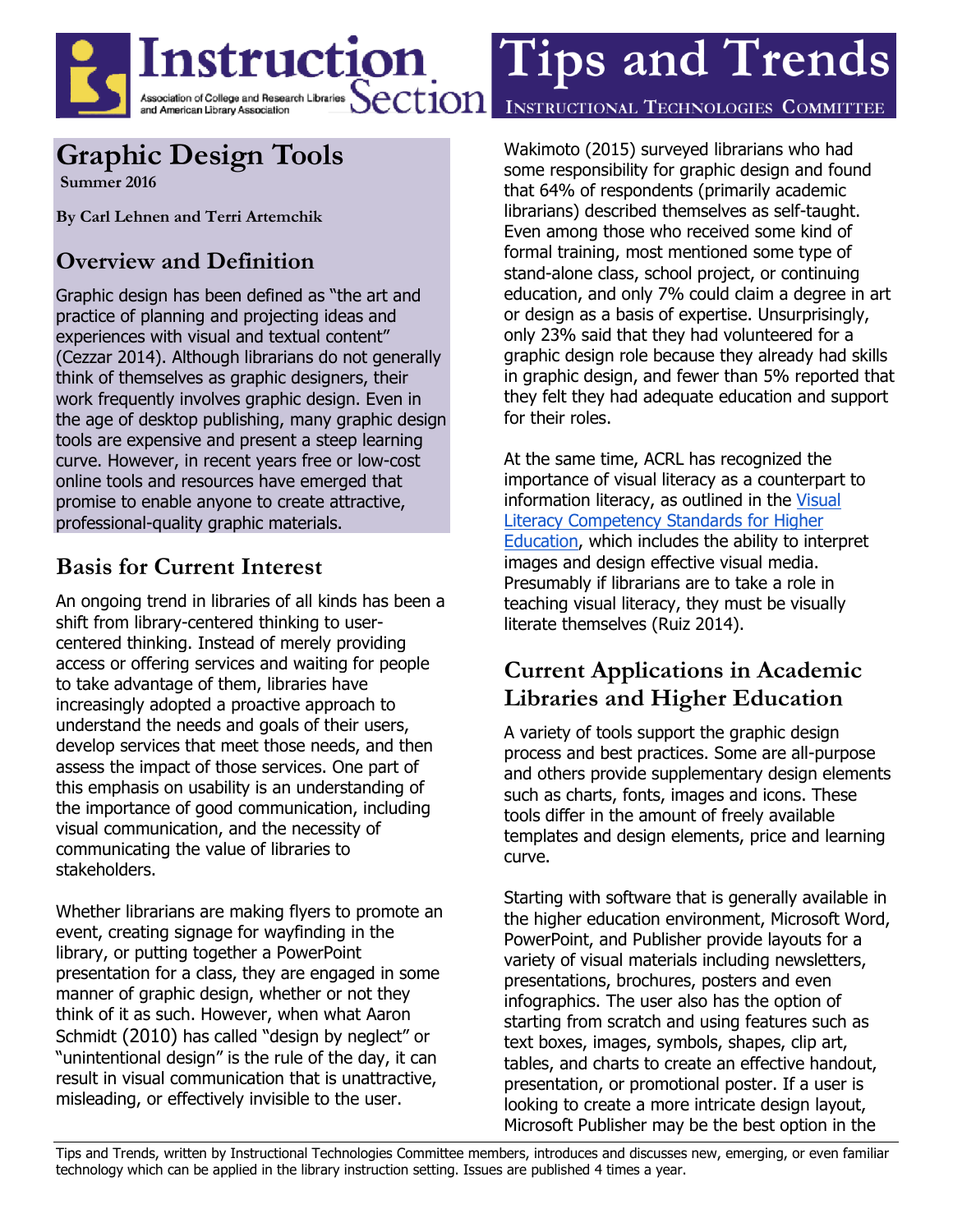# Graphic Design Tools

**Summer 2016**

**By Carl Lehnen and Terri Artemchik**

## Overview and Definition

Graphic design has been defined as "the art and practice of planning and projecting ideas and experiences with visual and textual content" (Cezzar 2014). Although librarians do not generally think of themselves as graphic designers, their work frequently involves graphic design. Even in the age of desktop publishing, many graphic design tools are expensive and present a steep learning curve. However, in recent years free or low-cost online tools and resources have emerged that promise to enable anyone to create attractive, professional-quality graphic materials.

## Basis for Current Interest

An ongoing trend in libraries of all kinds has been a shift from library-centered thinking to user-centered thinking. Instead of merely providing access or offering services and waiting for people to take advantage of them, libraries have increasingly adopted a proactive approach to understand the needs and goals of their users, develop services that meet those needs, and then assess the impact of those services. One part of this emphasis on usability is an understanding of the importance of good communication, including visual communication, and the necessity of communicating the value of libraries to stakeholders.

Whether librarians are making flyers to promote an event, creating signage for wayfinding in the library, or putting together a PowerPoint presentation for a class, they are engaged in some manner of graphic design, whether or not they think of it as such. However, when what Aaron Schmidt (2010) has called "design by neglect" or "unintentional design" is the rule of the day, it can result in visual communication that is unattractive, misleading, or effectively invisible to the user.

Wakimoto (2015) surveyed librarians who had some responsibility for graphic design and found that 64% of respondents (primarily academic librarians) described themselves as self-taught. Even among those who received some kind of formal training, most mentioned some type of stand-alone class, school project, or continuing education, and only 7% could claim a degree in art or design as a basis of expertise. Unsurprisingly, only 23% said that they had volunteered for a graphic design role because they already had skills in graphic design, and fewer than 5% reported that they felt they had adequate education and support for their roles.

At the same time, ACRL has recognized the importance of visual literacy as a counterpart to information literacy, as outlined in the [Visual Literacy Competency Standards for Higher Education](), which includes the ability to interpret images and design effective visual media. Presumably if librarians are to take a role in teaching visual literacy, they must be visually literate themselves (Ruiz 2014).

## Current Applications in Academic Libraries and Higher Education

A variety of tools support the graphic design process and best practices. Some are all-purpose and others provide supplementary design elements such as charts, fonts, images and icons. These tools differ in the amount of freely available templates and design elements, price and learning curve.

Starting with software that is generally available in the higher education environment, Microsoft Word, PowerPoint, and Publisher provide layouts for a variety of visual materials including newsletters, presentations, brochures, posters and even infographics. The user also has the option of starting from scratch and using features such as text boxes, images, symbols, shapes, clip art, tables, and charts to create an effective handout, presentation, or promotional poster. If a user is looking to create a more intricate design layout, Microsoft Publisher may be the best option in the

Tips and Trends, written by Instructional Technologies Committee members, introduces and discusses new, emerging, or even familiar technology which can be applied in the library instruction setting. Issues are published 4 times a year.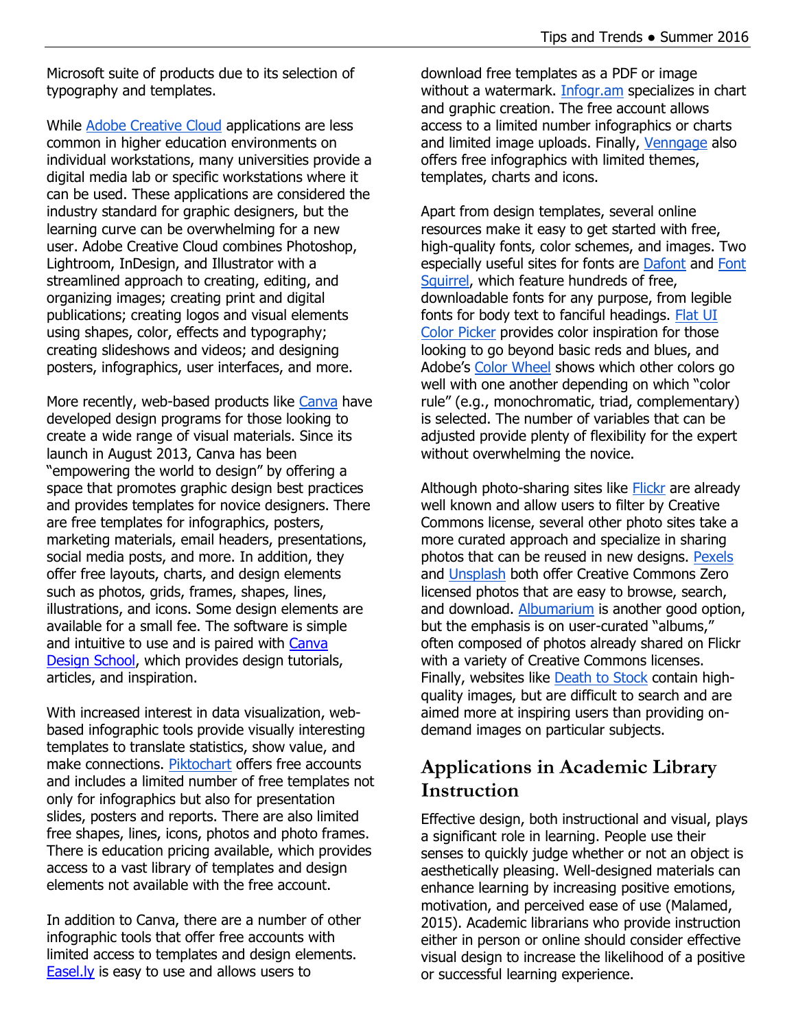Microsoft suite of products due to its selection of typography and templates.

While Adobe Creative Cloud applications are less common in higher education environments on individual workstations, many universities provide a digital media lab or specific workstations where it can be used. These applications are considered the industry standard for graphic designers, but the learning curve can be overwhelming for a new user. Adobe Creative Cloud combines Photoshop, Lightroom, InDesign, and Illustrator with a streamlined approach to creating, editing, and organizing images; creating print and digital publications; creating logos and visual elements using shapes, color, effects and typography; creating slideshows and videos; and designing posters, infographics, user interfaces, and more.

More recently, web-based products like Canva have developed design programs for those looking to create a wide range of visual materials. Since its launch in August 2013, Canva has been "empowering the world to design" by offering a space that promotes graphic design best practices and provides templates for novice designers. There are free templates for infographics, posters, marketing materials, email headers, presentations, social media posts, and more. In addition, they offer free layouts, charts, and design elements such as photos, grids, frames, shapes, lines, illustrations, and icons. Some design elements are available for a small fee. The software is simple and intuitive to use and is paired with Canva Design School, which provides design tutorials, articles, and inspiration.

With increased interest in data visualization, web-based infographic tools provide visually interesting templates to translate statistics, show value, and make connections. Piktochart offers free accounts and includes a limited number of free templates not only for infographics but also for presentation slides, posters and reports. There are also limited free shapes, lines, icons, photos and photo frames. There is education pricing available, which provides access to a vast library of templates and design elements not available with the free account.

In addition to Canva, there are a number of other infographic tools that offer free accounts with limited access to templates and design elements. Easel.ly is easy to use and allows users to download free templates as a PDF or image without a watermark. Infogr.am specializes in chart and graphic creation. The free account allows access to a limited number infographics or charts and limited image uploads. Finally, Venngage also offers free infographics with limited themes, templates, charts and icons.

Apart from design templates, several online resources make it easy to get started with free, high-quality fonts, color schemes, and images. Two especially useful sites for fonts are Dafont and Font Squirrel, which feature hundreds of free, downloadable fonts for any purpose, from legible fonts for body text to fanciful headings. Flat UI Color Picker provides color inspiration for those looking to go beyond basic reds and blues, and Adobe's Color Wheel shows which other colors go well with one another depending on which "color rule" (e.g., monochromatic, triad, complementary) is selected. The number of variables that can be adjusted provide plenty of flexibility for the expert without overwhelming the novice.

Although photo-sharing sites like Flickr are already well known and allow users to filter by Creative Commons license, several other photo sites take a more curated approach and specialize in sharing photos that can be reused in new designs. Pexels and Unsplash both offer Creative Commons Zero licensed photos that are easy to browse, search, and download. Albumarium is another good option, but the emphasis is on user-curated "albums," often composed of photos already shared on Flickr with a variety of Creative Commons licenses. Finally, websites like Death to Stock contain high-quality images, but are difficult to search and are aimed more at inspiring users than providing on-demand images on particular subjects.

## Applications in Academic Library Instruction

Effective design, both instructional and visual, plays a significant role in learning. People use their senses to quickly judge whether or not an object is aesthetically pleasing. Well-designed materials can enhance learning by increasing positive emotions, motivation, and perceived ease of use (Malamed, 2015). Academic librarians who provide instruction either in person or online should consider effective visual design to increase the likelihood of a positive or successful learning experience.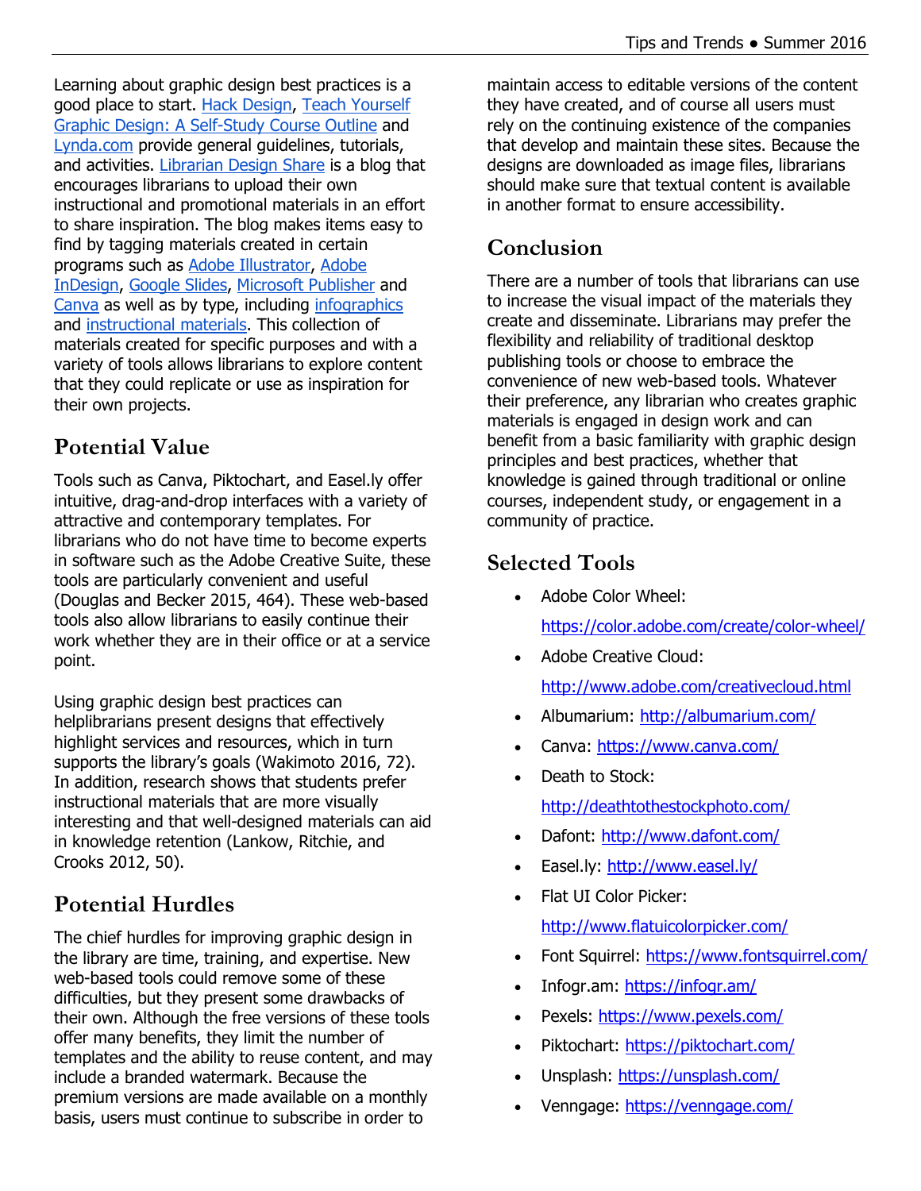Learning about graphic design best practices is a good place to start. Hack Design, Teach Yourself Graphic Design: A Self-Study Course Outline and Lynda.com provide general guidelines, tutorials, and activities. Librarian Design Share is a blog that encourages librarians to upload their own instructional and promotional materials in an effort to share inspiration. The blog makes items easy to find by tagging materials created in certain programs such as Adobe Illustrator, Adobe InDesign, Google Slides, Microsoft Publisher and Canva as well as by type, including infographics and instructional materials. This collection of materials created for specific purposes and with a variety of tools allows librarians to explore content that they could replicate or use as inspiration for their own projects.

## Potential Value

Tools such as Canva, Piktochart, and Easel.ly offer intuitive, drag-and-drop interfaces with a variety of attractive and contemporary templates. For librarians who do not have time to become experts in software such as the Adobe Creative Suite, these tools are particularly convenient and useful (Douglas and Becker 2015, 464). These web-based tools also allow librarians to easily continue their work whether they are in their office or at a service point.

Using graphic design best practices can helplibrarians present designs that effectively highlight services and resources, which in turn supports the library's goals (Wakimoto 2016, 72). In addition, research shows that students prefer instructional materials that are more visually interesting and that well-designed materials can aid in knowledge retention (Lankow, Ritchie, and Crooks 2012, 50).

## Potential Hurdles

The chief hurdles for improving graphic design in the library are time, training, and expertise. New web-based tools could remove some of these difficulties, but they present some drawbacks of their own. Although the free versions of these tools offer many benefits, they limit the number of templates and the ability to reuse content, and may include a branded watermark. Because the premium versions are made available on a monthly basis, users must continue to subscribe in order to maintain access to editable versions of the content they have created, and of course all users must rely on the continuing existence of the companies that develop and maintain these sites. Because the designs are downloaded as image files, librarians should make sure that textual content is available in another format to ensure accessibility.

## Conclusion

There are a number of tools that librarians can use to increase the visual impact of the materials they create and disseminate. Librarians may prefer the flexibility and reliability of traditional desktop publishing tools or choose to embrace the convenience of new web-based tools. Whatever their preference, any librarian who creates graphic materials is engaged in design work and can benefit from a basic familiarity with graphic design principles and best practices, whether that knowledge is gained through traditional or online courses, independent study, or engagement in a community of practice.

## Selected Tools

- Adobe Color Wheel: https://color.adobe.com/create/color-wheel/
- Adobe Creative Cloud: http://www.adobe.com/creativecloud.html
- Albumarium: http://albumarium.com/
- Canva: https://www.canva.com/
- Death to Stock: http://deathtothestockphoto.com/
- Dafont: http://www.dafont.com/
- Easel.ly: http://www.easel.ly/
- Flat UI Color Picker: http://www.flatuicolorpicker.com/
- Font Squirrel: https://www.fontsquirrel.com/
- Infogr.am: https://infogr.am/
- Pexels: https://www.pexels.com/
- Piktochart: https://piktochart.com/
- Unsplash: https://unsplash.com/
- Venngage: https://venngage.com/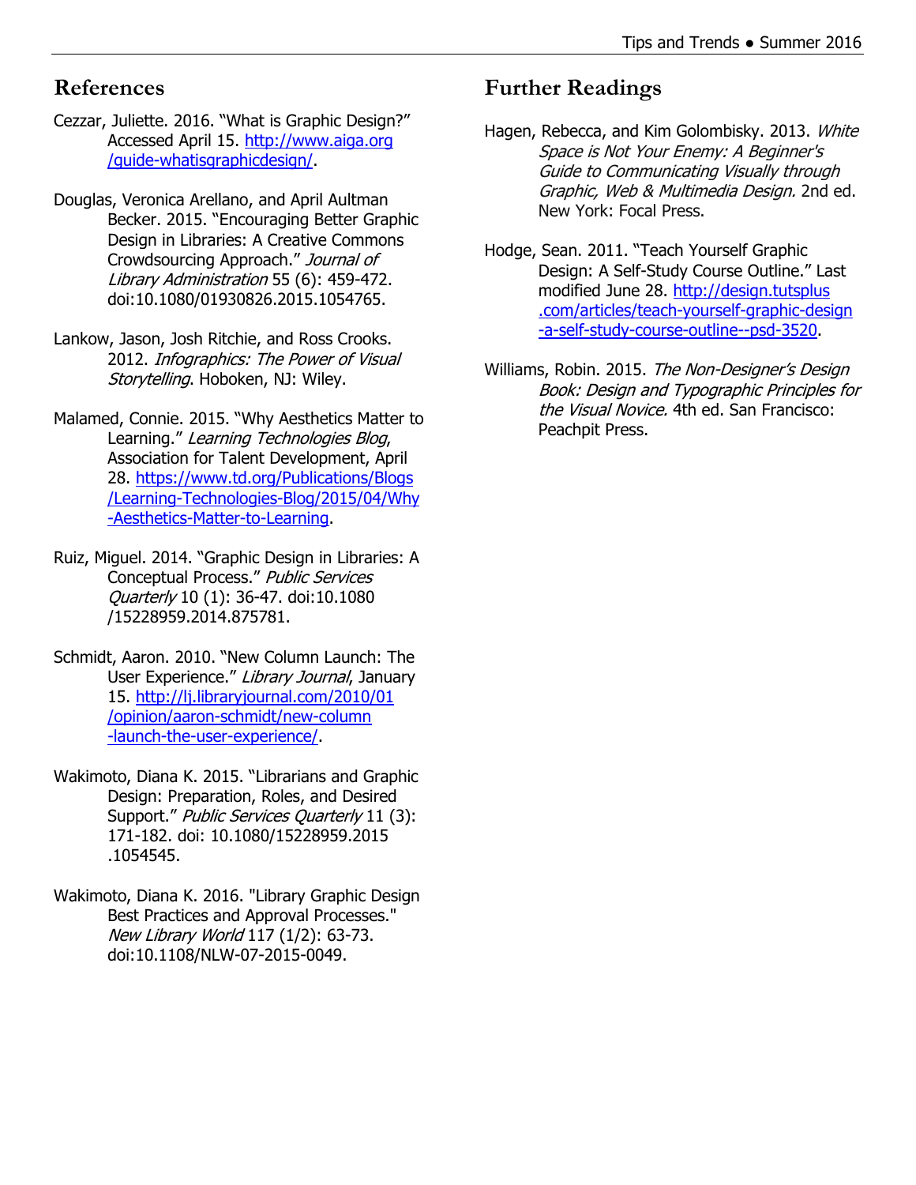## References

Cezzar, Juliette. 2016. "What is Graphic Design?" Accessed April 15. http://www.aiga.org/guide-whatisgraphicdesign/.

Douglas, Veronica Arellano, and April Aultman Becker. 2015. "Encouraging Better Graphic Design in Libraries: A Creative Commons Crowdsourcing Approach." *Journal of Library Administration* 55 (6): 459-472. doi:10.1080/01930826.2015.1054765.

Lankow, Jason, Josh Ritchie, and Ross Crooks. 2012. *Infographics: The Power of Visual Storytelling*. Hoboken, NJ: Wiley.

Malamed, Connie. 2015. "Why Aesthetics Matter to Learning." *Learning Technologies Blog*, Association for Talent Development, April 28. https://www.td.org/Publications/Blogs/Learning-Technologies-Blog/2015/04/Why-Aesthetics-Matter-to-Learning.

Ruiz, Miguel. 2014. "Graphic Design in Libraries: A Conceptual Process." *Public Services Quarterly* 10 (1): 36-47. doi:10.1080/15228959.2014.875781.

Schmidt, Aaron. 2010. "New Column Launch: The User Experience." *Library Journal*, January 15. http://lj.libraryjournal.com/2010/01/opinion/aaron-schmidt/new-column-launch-the-user-experience/.

Wakimoto, Diana K. 2015. "Librarians and Graphic Design: Preparation, Roles, and Desired Support." *Public Services Quarterly* 11 (3): 171-182. doi: 10.1080/15228959.2015.1054545.

Wakimoto, Diana K. 2016. "Library Graphic Design Best Practices and Approval Processes." *New Library World* 117 (1/2): 63-73. doi:10.1108/NLW-07-2015-0049.

## Further Readings

Hagen, Rebecca, and Kim Golombisky. 2013. *White Space is Not Your Enemy: A Beginner's Guide to Communicating Visually through Graphic, Web & Multimedia Design.* 2nd ed. New York: Focal Press.

Hodge, Sean. 2011. "Teach Yourself Graphic Design: A Self-Study Course Outline." Last modified June 28. http://design.tutsplus.com/articles/teach-yourself-graphic-design-a-self-study-course-outline--psd-3520.

Williams, Robin. 2015. *The Non-Designer's Design Book: Design and Typographic Principles for the Visual Novice.* 4th ed. San Francisco: Peachpit Press.